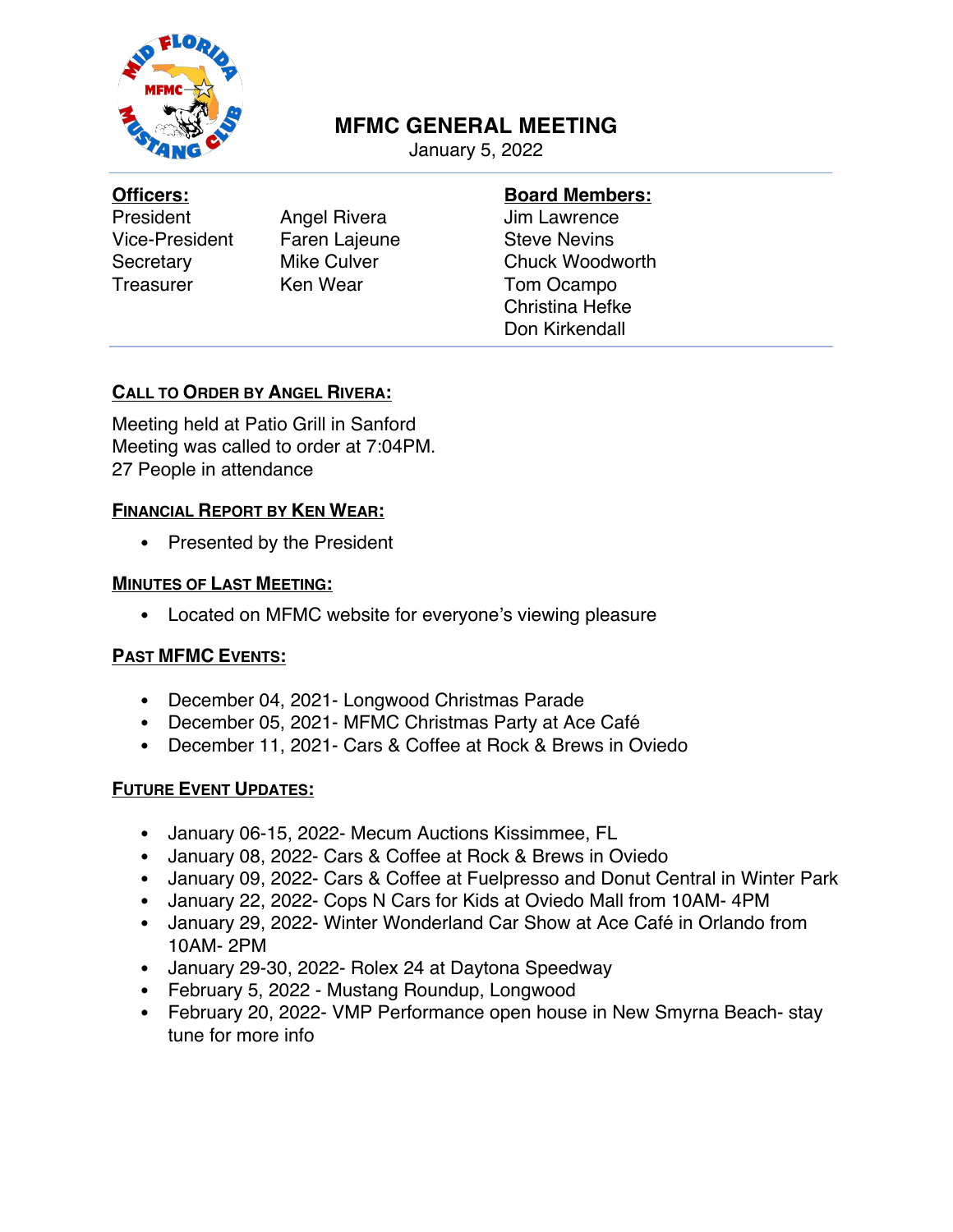# MFMC GENERAL MEETING

January 5, 2022

| **Officers:** | | **Board Members:** |
|---|---|---|
| President | Angel Rivera | Jim Lawrence |
| Vice-President | Faren Lajeune | Steve Nevins |
| Secretary | Mike Culver | Chuck Woodworth |
| Treasurer | Ken Wear | Tom Ocampo |
| | | Christina Hefke |
| | | Don Kirkendall |

## CALL TO ORDER BY ANGEL RIVERA:

Meeting held at Patio Grill in Sanford
Meeting was called to order at 7:04PM.
27 People in attendance

## FINANCIAL REPORT BY KEN WEAR:

- Presented by the President

## MINUTES OF LAST MEETING:

- Located on MFMC website for everyone's viewing pleasure

## PAST MFMC EVENTS:

- December 04, 2021- Longwood Christmas Parade
- December 05, 2021- MFMC Christmas Party at Ace Café
- December 11, 2021- Cars & Coffee at Rock & Brews in Oviedo

## FUTURE EVENT UPDATES:

- January 06-15, 2022- Mecum Auctions Kissimmee, FL
- January 08, 2022- Cars & Coffee at Rock & Brews in Oviedo
- January 09, 2022- Cars & Coffee at Fuelpresso and Donut Central in Winter Park
- January 22, 2022- Cops N Cars for Kids at Oviedo Mall from 10AM- 4PM
- January 29, 2022- Winter Wonderland Car Show at Ace Café in Orlando from 10AM- 2PM
- January 29-30, 2022- Rolex 24 at Daytona Speedway
- February 5, 2022 - Mustang Roundup, Longwood
- February 20, 2022- VMP Performance open house in New Smyrna Beach- stay tune for more info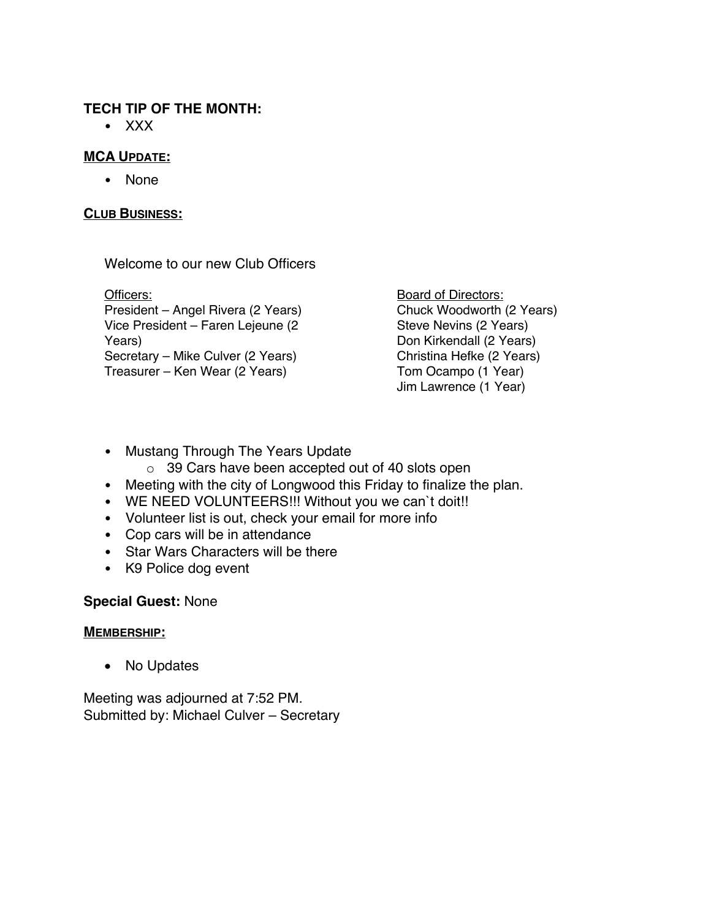**TECH TIP OF THE MONTH:**

- XXX

**MCA UPDATE:**

- None

**CLUB BUSINESS:**

Welcome to our new Club Officers

Officers:
President – Angel Rivera (2 Years)
Vice President – Faren Lejeune (2 Years)
Secretary – Mike Culver (2 Years)
Treasurer – Ken Wear (2 Years)

Board of Directors:
Chuck Woodworth (2 Years)
Steve Nevins (2 Years)
Don Kirkendall (2 Years)
Christina Hefke (2 Years)
Tom Ocampo (1 Year)
Jim Lawrence (1 Year)

- Mustang Through The Years Update
  - 39 Cars have been accepted out of 40 slots open
- Meeting with the city of Longwood this Friday to finalize the plan.
- WE NEED VOLUNTEERS!!! Without you we can`t doit!!
- Volunteer list is out, check your email for more info
- Cop cars will be in attendance
- Star Wars Characters will be there
- K9 Police dog event

**Special Guest:** None

**MEMBERSHIP:**

- No Updates

Meeting was adjourned at 7:52 PM.
Submitted by: Michael Culver – Secretary